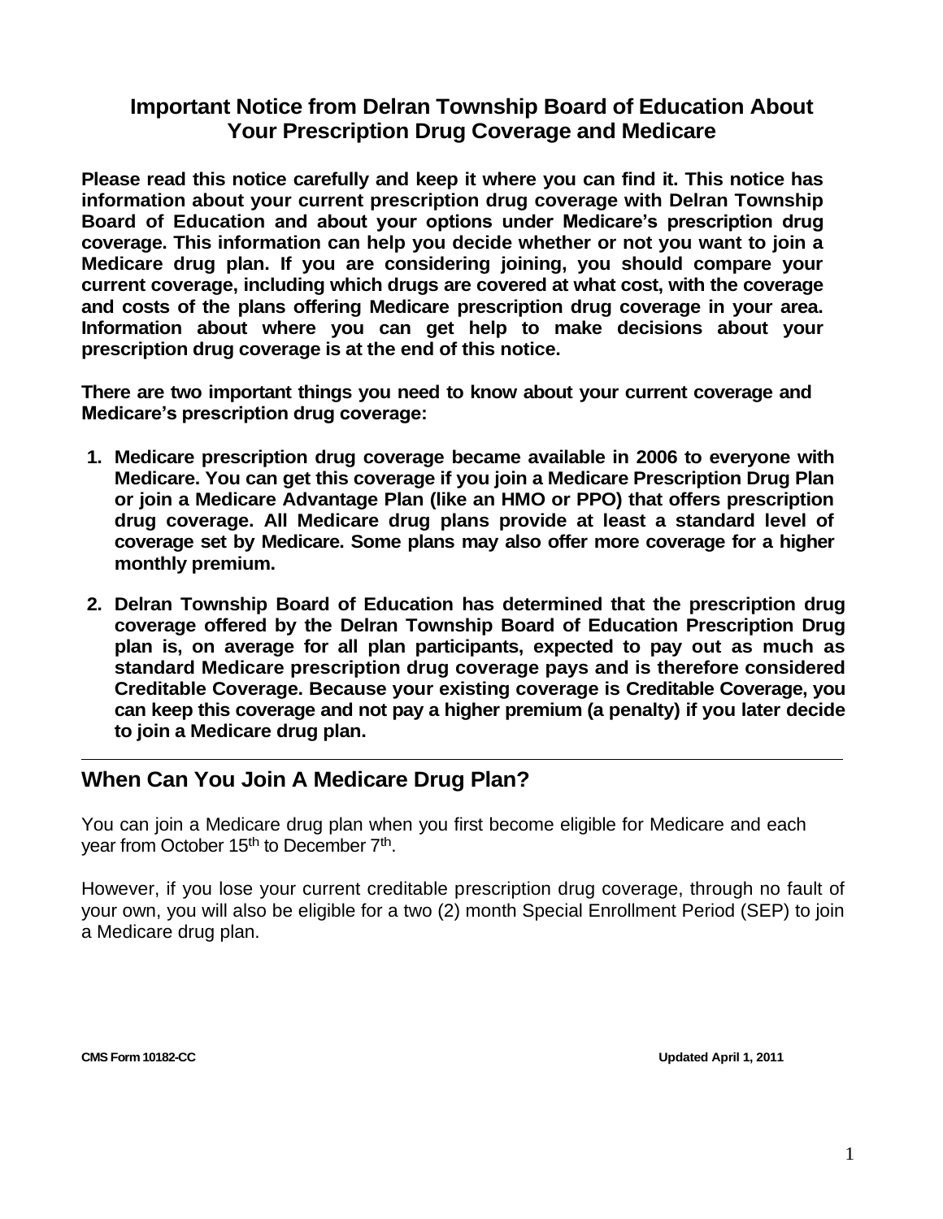## Important Notice from Delran Township Board of Education About Your Prescription Drug Coverage and Medicare

**Please read this notice carefully and keep it where you can find it. This notice has information about your current prescription drug coverage with Delran Township Board of Education and about your options under Medicare's prescription drug coverage. This information can help you decide whether or not you want to join a Medicare drug plan. If you are considering joining, you should compare your current coverage, including which drugs are covered at what cost, with the coverage and costs of the plans offering Medicare prescription drug coverage in your area. Information about where you can get help to make decisions about your prescription drug coverage is at the end of this notice.**

**There are two important things you need to know about your current coverage and Medicare's prescription drug coverage:**

1. **Medicare prescription drug coverage became available in 2006 to everyone with Medicare. You can get this coverage if you join a Medicare Prescription Drug Plan or join a Medicare Advantage Plan (like an HMO or PPO) that offers prescription drug coverage. All Medicare drug plans provide at least a standard level of coverage set by Medicare. Some plans may also offer more coverage for a higher monthly premium.**

2. **Delran Township Board of Education has determined that the prescription drug coverage offered by the Delran Township Board of Education Prescription Drug plan is, on average for all plan participants, expected to pay out as much as standard Medicare prescription drug coverage pays and is therefore considered Creditable Coverage. Because your existing coverage is Creditable Coverage, you can keep this coverage and not pay a higher premium (a penalty) if you later decide to join a Medicare drug plan.**

---

## When Can You Join A Medicare Drug Plan?

You can join a Medicare drug plan when you first become eligible for Medicare and each year from October 15th to December 7th.

However, if you lose your current creditable prescription drug coverage, through no fault of your own, you will also be eligible for a two (2) month Special Enrollment Period (SEP) to join a Medicare drug plan.

**CMS Form 10182-CC** **Updated April 1, 2011**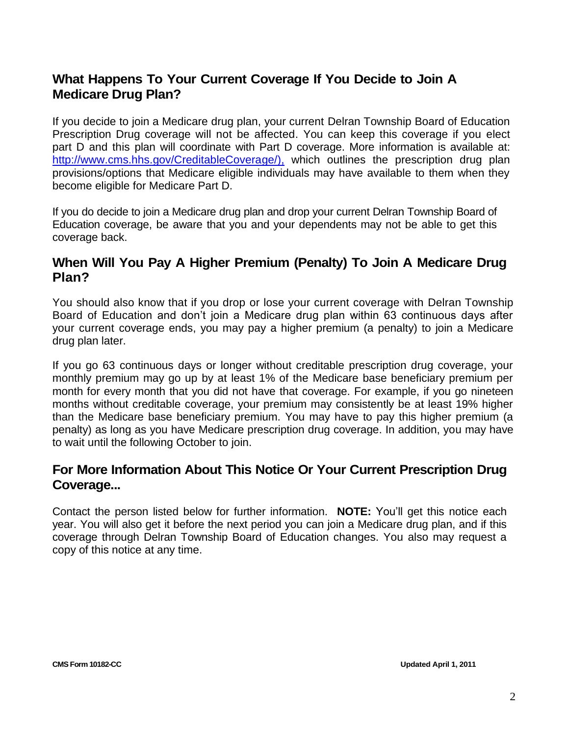## What Happens To Your Current Coverage If You Decide to Join A Medicare Drug Plan?

If you decide to join a Medicare drug plan, your current Delran Township Board of Education Prescription Drug coverage will not be affected. You can keep this coverage if you elect part D and this plan will coordinate with Part D coverage. More information is available at: [http://www.cms.hhs.gov/CreditableCoverage/),](http://www.cms.hhs.gov/CreditableCoverage/) which outlines the prescription drug plan provisions/options that Medicare eligible individuals may have available to them when they become eligible for Medicare Part D.

If you do decide to join a Medicare drug plan and drop your current Delran Township Board of Education coverage, be aware that you and your dependents may not be able to get this coverage back.

## When Will You Pay A Higher Premium (Penalty) To Join A Medicare Drug Plan?

You should also know that if you drop or lose your current coverage with Delran Township Board of Education and don't join a Medicare drug plan within 63 continuous days after your current coverage ends, you may pay a higher premium (a penalty) to join a Medicare drug plan later.

If you go 63 continuous days or longer without creditable prescription drug coverage, your monthly premium may go up by at least 1% of the Medicare base beneficiary premium per month for every month that you did not have that coverage. For example, if you go nineteen months without creditable coverage, your premium may consistently be at least 19% higher than the Medicare base beneficiary premium. You may have to pay this higher premium (a penalty) as long as you have Medicare prescription drug coverage. In addition, you may have to wait until the following October to join.

## For More Information About This Notice Or Your Current Prescription Drug Coverage...

Contact the person listed below for further information. **NOTE:** You'll get this notice each year. You will also get it before the next period you can join a Medicare drug plan, and if this coverage through Delran Township Board of Education changes. You also may request a copy of this notice at any time.

**CMS Form 10182-CC** **Updated April 1, 2011**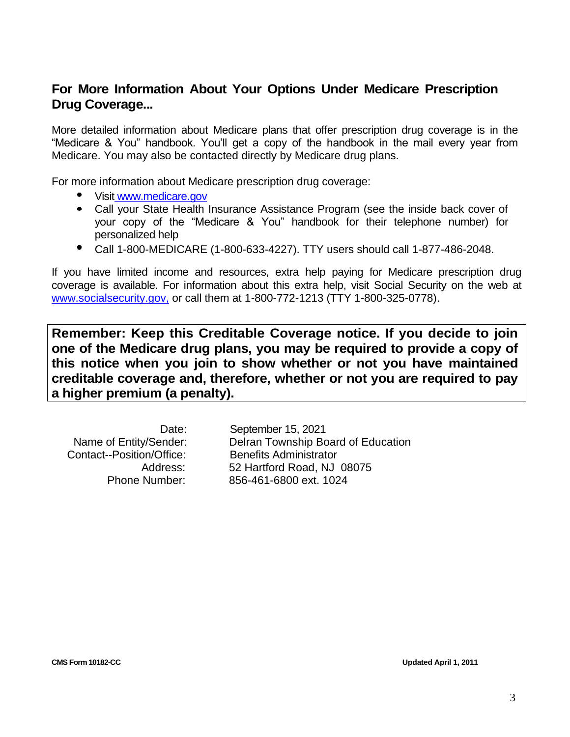## For More Information About Your Options Under Medicare Prescription Drug Coverage...

More detailed information about Medicare plans that offer prescription drug coverage is in the "Medicare & You" handbook. You'll get a copy of the handbook in the mail every year from Medicare. You may also be contacted directly by Medicare drug plans.

For more information about Medicare prescription drug coverage:

- Visit www.medicare.gov
- Call your State Health Insurance Assistance Program (see the inside back cover of your copy of the "Medicare & You" handbook for their telephone number) for personalized help
- Call 1-800-MEDICARE (1-800-633-4227). TTY users should call 1-877-486-2048.

If you have limited income and resources, extra help paying for Medicare prescription drug coverage is available. For information about this extra help, visit Social Security on the web at www.socialsecurity.gov, or call them at 1-800-772-1213 (TTY 1-800-325-0778).

**Remember: Keep this Creditable Coverage notice. If you decide to join one of the Medicare drug plans, you may be required to provide a copy of this notice when you join to show whether or not you have maintained creditable coverage and, therefore, whether or not you are required to pay a higher premium (a penalty).**

| | |
|---|---|
| Date: | September 15, 2021 |
| Name of Entity/Sender: | Delran Township Board of Education |
| Contact--Position/Office: | Benefits Administrator |
| Address: | 52 Hartford Road, NJ 08075 |
| Phone Number: | 856-461-6800 ext. 1024 |

**CMS Form 10182-CC** **Updated April 1, 2011**